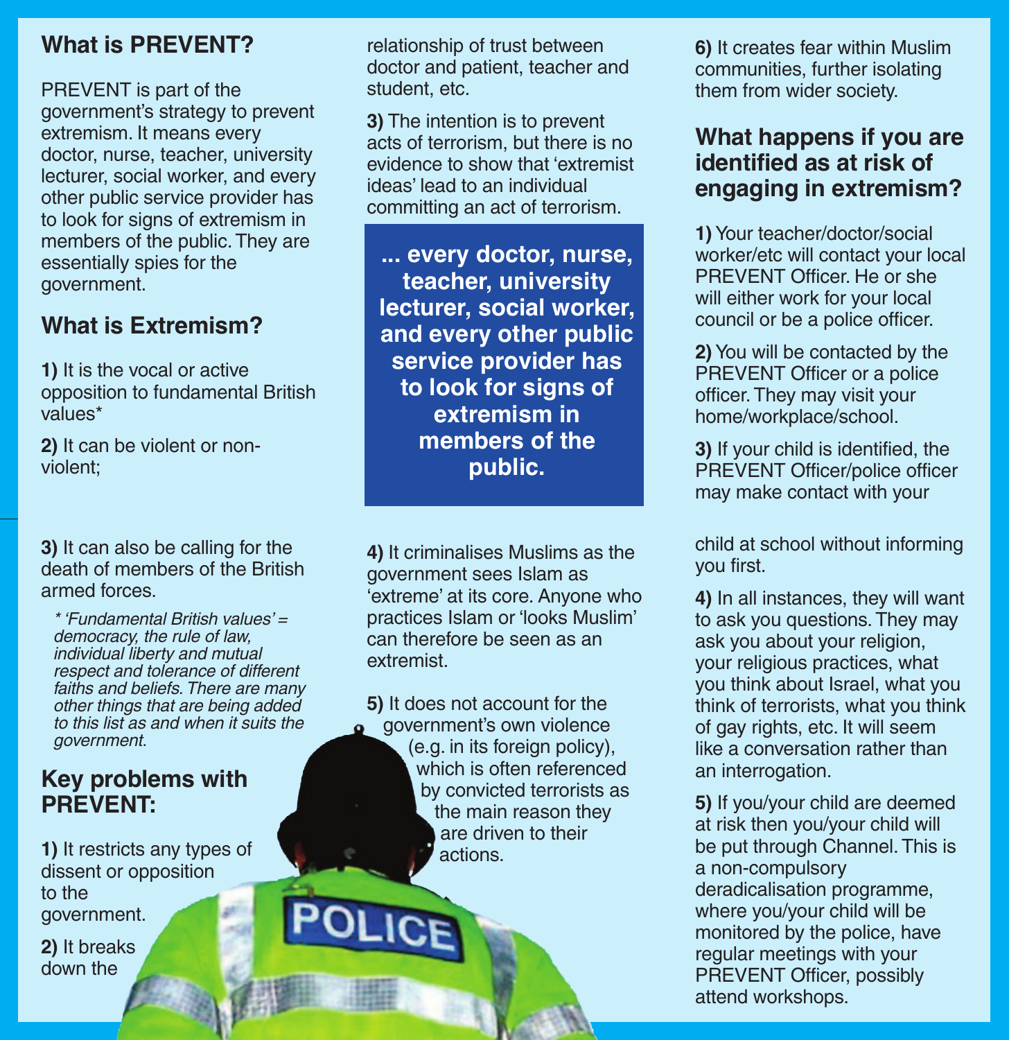## What is PREVENT?

PREVENT is part of the government's strategy to prevent extremism. It means every doctor, nurse, teacher, university lecturer, social worker, and every other public service provider has to look for signs of extremism in members of the public. They are essentially spies for the government.

## What is Extremism?

**1)** It is the vocal or active opposition to fundamental British values*

**2)** It can be violent or non-violent;

**3)** It can also be calling for the death of members of the British armed forces.

*\* 'Fundamental British values' = democracy, the rule of law, individual liberty and mutual respect and tolerance of different faiths and beliefs. There are many other things that are being added to this list as and when it suits the government.*

## Key problems with PREVENT:

**1)** It restricts any types of dissent or opposition to the government.

**2)** It breaks down the relationship of trust between doctor and patient, teacher and student, etc.

**3)** The intention is to prevent acts of terrorism, but there is no evidence to show that 'extremist ideas' lead to an individual committing an act of terrorism.

**... every doctor, nurse, teacher, university lecturer, social worker, and every other public service provider has to look for signs of extremism in members of the public.**

**4)** It criminalises Muslims as the government sees Islam as 'extreme' at its core. Anyone who practices Islam or 'looks Muslim' can therefore be seen as an extremist.

**5)** It does not account for the government's own violence (e.g. in its foreign policy), which is often referenced by convicted terrorists as the main reason they are driven to their actions.

**6)** It creates fear within Muslim communities, further isolating them from wider society.

## What happens if you are identified as at risk of engaging in extremism?

**1)** Your teacher/doctor/social worker/etc will contact your local PREVENT Officer. He or she will either work for your local council or be a police officer.

**2)** You will be contacted by the PREVENT Officer or a police officer. They may visit your home/workplace/school.

**3)** If your child is identified, the PREVENT Officer/police officer may make contact with your child at school without informing you first.

**4)** In all instances, they will want to ask you questions. They may ask you about your religion, your religious practices, what you think about Israel, what you think of terrorists, what you think of gay rights, etc. It will seem like a conversation rather than an interrogation.

**5)** If you/your child are deemed at risk then you/your child will be put through Channel. This is a non-compulsory deradicalisation programme, where you/your child will be monitored by the police, have regular meetings with your PREVENT Officer, possibly attend workshops.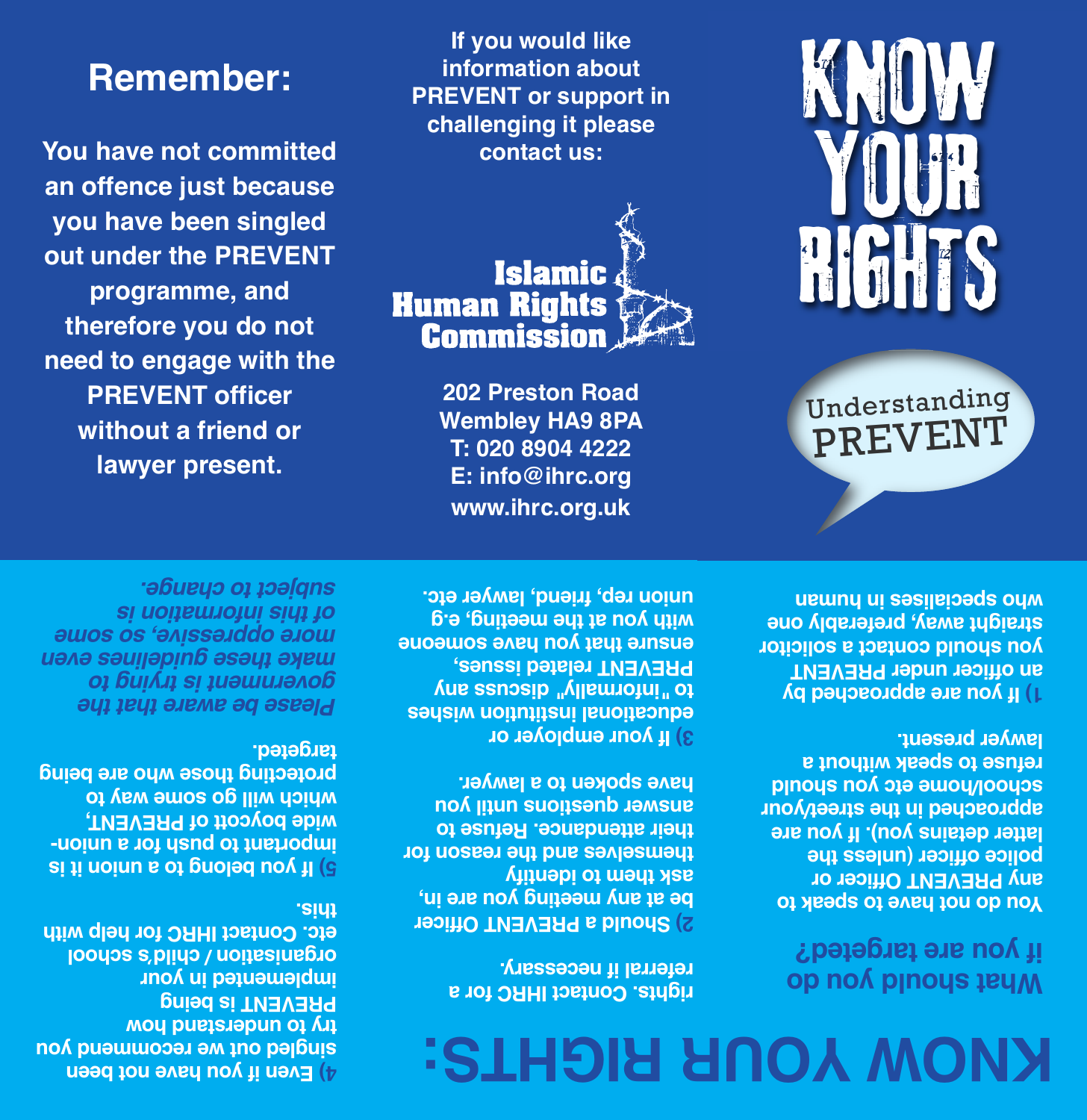## Remember:

**You have not committed an offence just because you have been singled out under the PREVENT programme, and therefore you do not need to engage with the PREVENT officer without a friend or lawyer present.**

**If you would like information about PREVENT or support in challenging it please contact us:**

**Islamic Human Rights Commission**

**202 Preston Road**
**Wembley HA9 8PA**
**T: 020 8904 4222**
**E: info@ihrc.org**
**www.ihrc.org.uk**

# KNOW YOUR RIGHTS

Understanding PREVENT

# KNOW YOUR RIGHTS:

## What should you do if you are targeted?

You do not have to speak to any PREVENT Officer or police officer (unless the latter detains you). If you are approached in the street/your school/home etc you should refuse to speak without a lawyer present.

**1)** If you are approached by an officer under PREVENT you should contact a solicitor straight away, preferably one who specialises in human rights. Contact IHRC for a referral if necessary.

**2)** Should a PREVENT Officer be at any meeting you are in, ask them to identify themselves and the reason for their attendance. Refuse to answer questions until you have spoken to a lawyer.

**3)** If your employer or educational institution wishes to "informally" discuss any PREVENT related issues, ensure that you have someone with you at the meeting, e.g union rep, friend, lawyer etc.

**4)** Even if you have not been singled out we recommend you try to understand how PREVENT is being implemented in your organisation / child's school etc. Contact IHRC for help with this.

**5)** If you belong to a union it is important to push for a union-wide boycott of PREVENT, which will go some way to protecting those who are being targeted.

*Please be aware that the government is trying to make these guidelines even more oppressive, so some of this information is subject to change.*